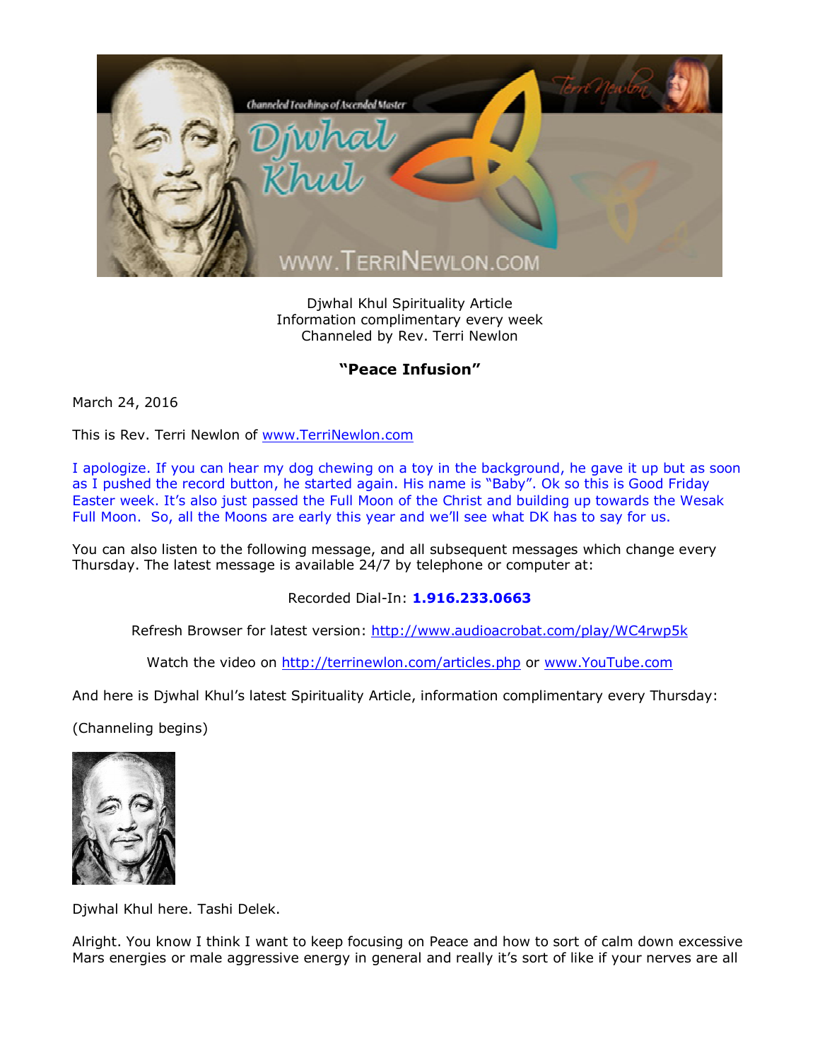Djwhal Khul Spirituality Article
Information complimentary every week
Channeled by Rev. Terri Newlon

**"Peace Infusion"**

March 24, 2016

This is Rev. Terri Newlon of www.TerriNewlon.com

I apologize. If you can hear my dog chewing on a toy in the background, he gave it up but as soon as I pushed the record button, he started again. His name is "Baby". Ok so this is Good Friday Easter week. It's also just passed the Full Moon of the Christ and building up towards the Wesak Full Moon. So, all the Moons are early this year and we'll see what DK has to say for us.

You can also listen to the following message, and all subsequent messages which change every Thursday. The latest message is available 24/7 by telephone or computer at:

Recorded Dial-In: **1.916.233.0663**

Refresh Browser for latest version: http://www.audioacrobat.com/play/WC4rwp5k

Watch the video on http://terrinewlon.com/articles.php or www.YouTube.com

And here is Djwhal Khul's latest Spirituality Article, information complimentary every Thursday:

(Channeling begins)

Djwhal Khul here. Tashi Delek.

Alright. You know I think I want to keep focusing on Peace and how to sort of calm down excessive Mars energies or male aggressive energy in general and really it's sort of like if your nerves are all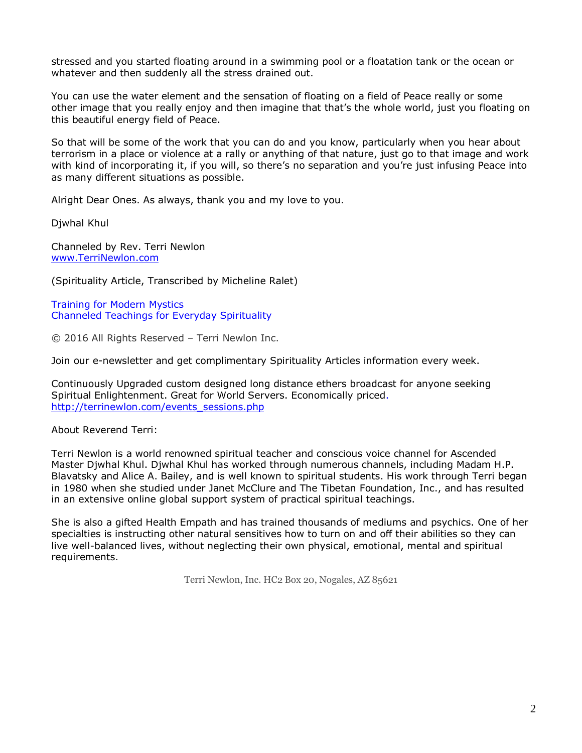stressed and you started floating around in a swimming pool or a floatation tank or the ocean or whatever and then suddenly all the stress drained out.

You can use the water element and the sensation of floating on a field of Peace really or some other image that you really enjoy and then imagine that that's the whole world, just you floating on this beautiful energy field of Peace.

So that will be some of the work that you can do and you know, particularly when you hear about terrorism in a place or violence at a rally or anything of that nature, just go to that image and work with kind of incorporating it, if you will, so there's no separation and you're just infusing Peace into as many different situations as possible.

Alright Dear Ones. As always, thank you and my love to you.

Djwhal Khul

Channeled by Rev. Terri Newlon
www.TerriNewlon.com

(Spirituality Article, Transcribed by Micheline Ralet)

Training for Modern Mystics
Channeled Teachings for Everyday Spirituality

© 2016 All Rights Reserved – Terri Newlon Inc.

Join our e-newsletter and get complimentary Spirituality Articles information every week.

Continuously Upgraded custom designed long distance ethers broadcast for anyone seeking Spiritual Enlightenment. Great for World Servers. Economically priced.
http://terrinewlon.com/events_sessions.php

About Reverend Terri:

Terri Newlon is a world renowned spiritual teacher and conscious voice channel for Ascended Master Djwhal Khul. Djwhal Khul has worked through numerous channels, including Madam H.P. Blavatsky and Alice A. Bailey, and is well known to spiritual students. His work through Terri began in 1980 when she studied under Janet McClure and The Tibetan Foundation, Inc., and has resulted in an extensive online global support system of practical spiritual teachings.

She is also a gifted Health Empath and has trained thousands of mediums and psychics. One of her specialties is instructing other natural sensitives how to turn on and off their abilities so they can live well-balanced lives, without neglecting their own physical, emotional, mental and spiritual requirements.

Terri Newlon, Inc. HC2 Box 20, Nogales, AZ 85621